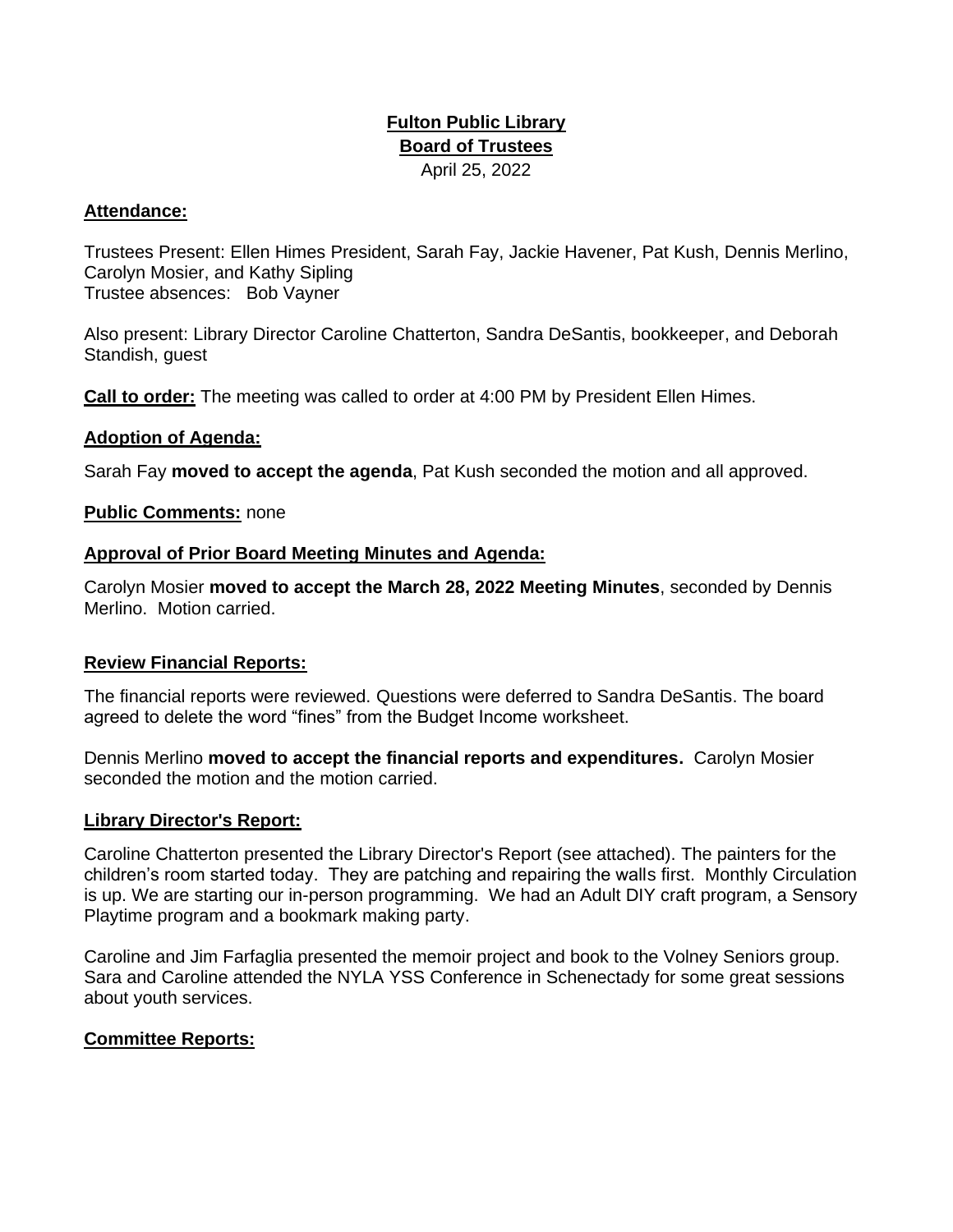**Fulton Public Library**
**Board of Trustees**
April 25, 2022

**Attendance:**

Trustees Present: Ellen Himes President, Sarah Fay, Jackie Havener, Pat Kush, Dennis Merlino, Carolyn Mosier, and Kathy Sipling
Trustee absences: Bob Vayner

Also present: Library Director Caroline Chatterton, Sandra DeSantis, bookkeeper, and Deborah Standish, guest

**Call to order:** The meeting was called to order at 4:00 PM by President Ellen Himes.

**Adoption of Agenda:**

Sarah Fay **moved to accept the agenda**, Pat Kush seconded the motion and all approved.

**Public Comments:** none

**Approval of Prior Board Meeting Minutes and Agenda:**

Carolyn Mosier **moved to accept the March 28, 2022 Meeting Minutes**, seconded by Dennis Merlino. Motion carried.

**Review Financial Reports:**

The financial reports were reviewed. Questions were deferred to Sandra DeSantis. The board agreed to delete the word "fines" from the Budget Income worksheet.

Dennis Merlino **moved to accept the financial reports and expenditures.** Carolyn Mosier seconded the motion and the motion carried.

**Library Director's Report:**

Caroline Chatterton presented the Library Director's Report (see attached). The painters for the children's room started today. They are patching and repairing the walls first. Monthly Circulation is up. We are starting our in-person programming. We had an Adult DIY craft program, a Sensory Playtime program and a bookmark making party.

Caroline and Jim Farfaglia presented the memoir project and book to the Volney Seniors group. Sara and Caroline attended the NYLA YSS Conference in Schenectady for some great sessions about youth services.

**Committee Reports:**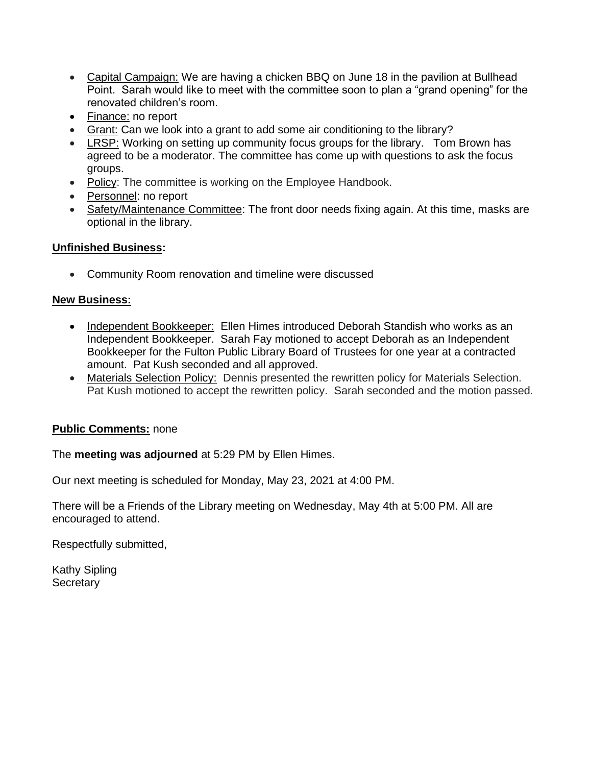- Capital Campaign: We are having a chicken BBQ on June 18 in the pavilion at Bullhead Point. Sarah would like to meet with the committee soon to plan a "grand opening" for the renovated children's room.
- Finance: no report
- Grant: Can we look into a grant to add some air conditioning to the library?
- LRSP: Working on setting up community focus groups for the library. Tom Brown has agreed to be a moderator. The committee has come up with questions to ask the focus groups.
- Policy: The committee is working on the Employee Handbook.
- Personnel: no report
- Safety/Maintenance Committee: The front door needs fixing again. At this time, masks are optional in the library.

**Unfinished Business:**

- Community Room renovation and timeline were discussed

**New Business:**

- Independent Bookkeeper: Ellen Himes introduced Deborah Standish who works as an Independent Bookkeeper. Sarah Fay motioned to accept Deborah as an Independent Bookkeeper for the Fulton Public Library Board of Trustees for one year at a contracted amount. Pat Kush seconded and all approved.
- Materials Selection Policy: Dennis presented the rewritten policy for Materials Selection. Pat Kush motioned to accept the rewritten policy. Sarah seconded and the motion passed.

**Public Comments:** none

The **meeting was adjourned** at 5:29 PM by Ellen Himes.

Our next meeting is scheduled for Monday, May 23, 2021 at 4:00 PM.

There will be a Friends of the Library meeting on Wednesday, May 4th at 5:00 PM. All are encouraged to attend.

Respectfully submitted,

Kathy Sipling
Secretary